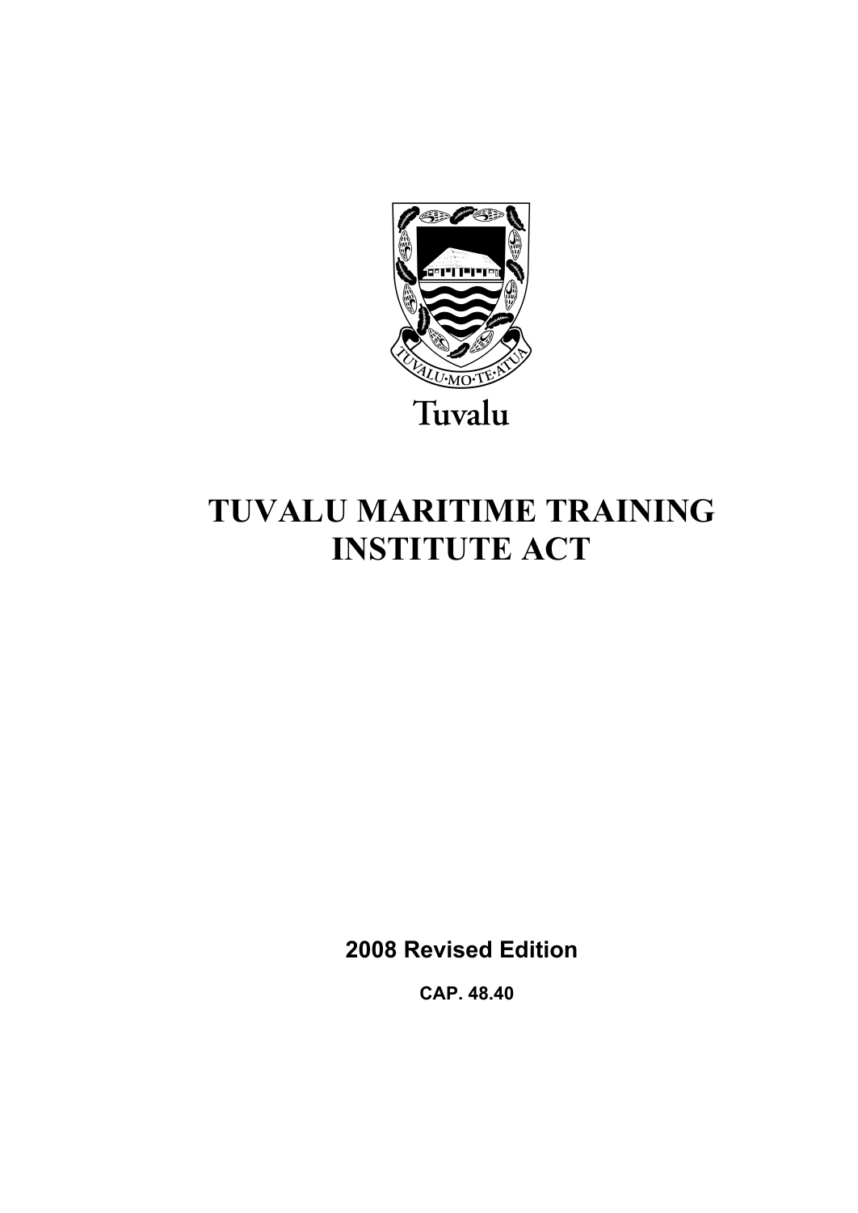Tuvalu

# TUVALU MARITIME TRAINING INSTITUTE ACT

**2008 Revised Edition**

**CAP. 48.40**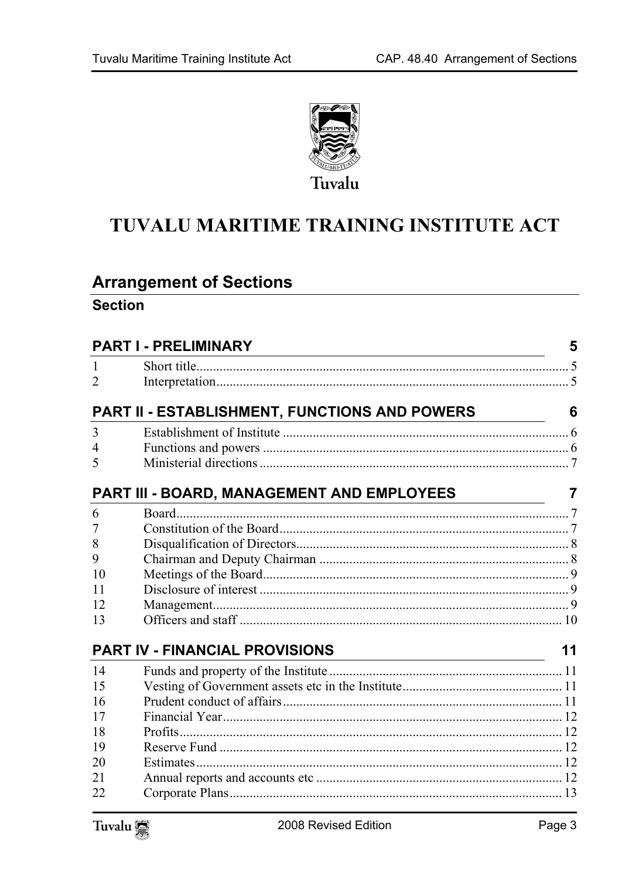# TUVALU MARITIME TRAINING INSTITUTE ACT

## Arrangement of Sections

### Section

### PART I - PRELIMINARY — 5

| | | |
|---|---|---|
| 1 | Short title | 5 |
| 2 | Interpretation | 5 |

### PART II - ESTABLISHMENT, FUNCTIONS AND POWERS — 6

| | | |
|---|---|---|
| 3 | Establishment of Institute | 6 |
| 4 | Functions and powers | 6 |
| 5 | Ministerial directions | 7 |

### PART III - BOARD, MANAGEMENT AND EMPLOYEES — 7

| | | |
|---|---|---|
| 6 | Board | 7 |
| 7 | Constitution of the Board | 7 |
| 8 | Disqualification of Directors | 8 |
| 9 | Chairman and Deputy Chairman | 8 |
| 10 | Meetings of the Board | 9 |
| 11 | Disclosure of interest | 9 |
| 12 | Management | 9 |
| 13 | Officers and staff | 10 |

### PART IV - FINANCIAL PROVISIONS — 11

| | | |
|---|---|---|
| 14 | Funds and property of the Institute | 11 |
| 15 | Vesting of Government assets etc in the Institute | 11 |
| 16 | Prudent conduct of affairs | 11 |
| 17 | Financial Year | 12 |
| 18 | Profits | 12 |
| 19 | Reserve Fund | 12 |
| 20 | Estimates | 12 |
| 21 | Annual reports and accounts etc | 12 |
| 22 | Corporate Plans | 13 |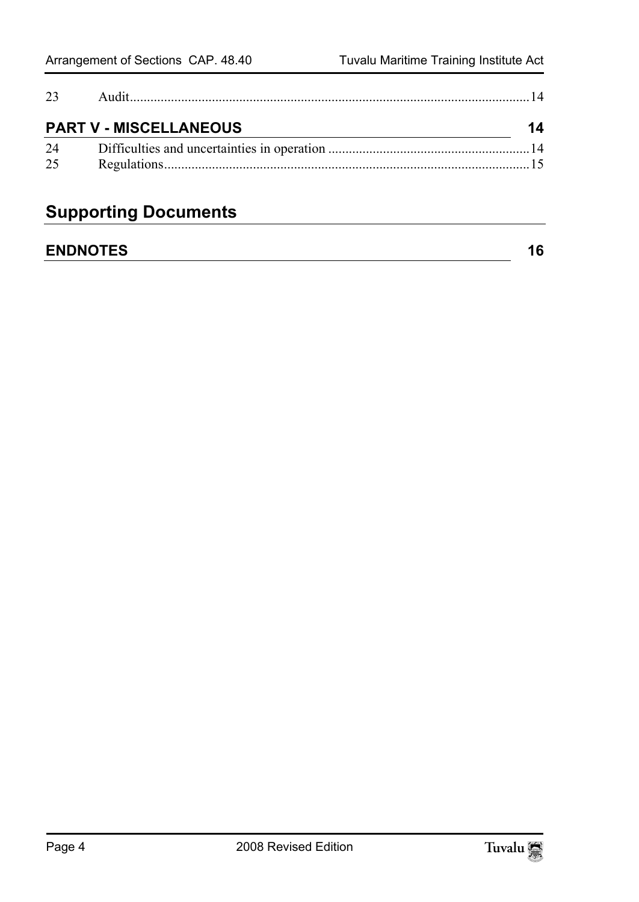| | | |
|---|---|---|
| 23 | Audit | 14 |

## PART V - MISCELLANEOUS 14

| | | |
|---|---|---|
| 24 | Difficulties and uncertainties in operation | 14 |
| 25 | Regulations | 15 |

# Supporting Documents

## ENDNOTES 16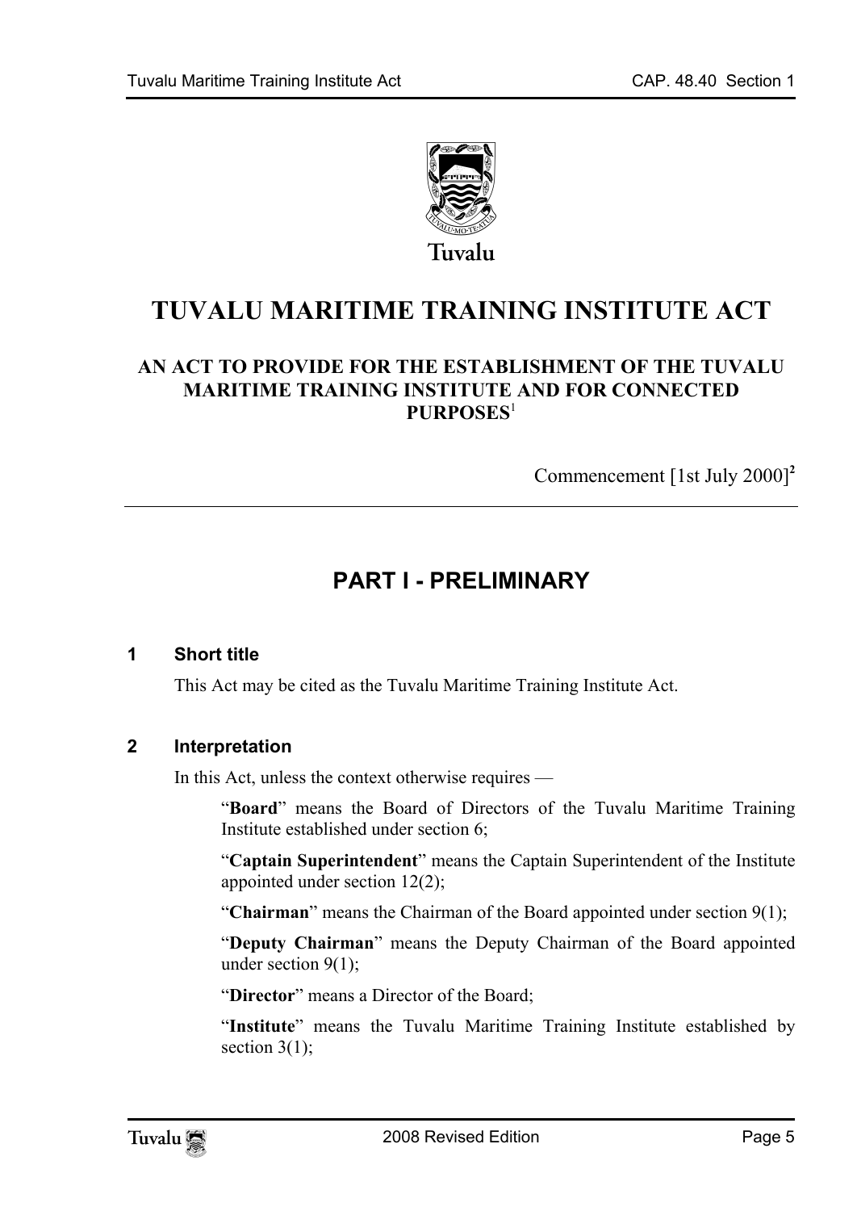Tuvalu

# TUVALU MARITIME TRAINING INSTITUTE ACT

### AN ACT TO PROVIDE FOR THE ESTABLISHMENT OF THE TUVALU MARITIME TRAINING INSTITUTE AND FOR CONNECTED PURPOSES[1]

Commencement [1st July 2000][2]

## PART I - PRELIMINARY

### 1 Short title

This Act may be cited as the Tuvalu Maritime Training Institute Act.

### 2 Interpretation

In this Act, unless the context otherwise requires —

"**Board**" means the Board of Directors of the Tuvalu Maritime Training Institute established under section 6;

"**Captain Superintendent**" means the Captain Superintendent of the Institute appointed under section 12(2);

"**Chairman**" means the Chairman of the Board appointed under section 9(1);

"**Deputy Chairman**" means the Deputy Chairman of the Board appointed under section 9(1);

"**Director**" means a Director of the Board;

"**Institute**" means the Tuvalu Maritime Training Institute established by section 3(1);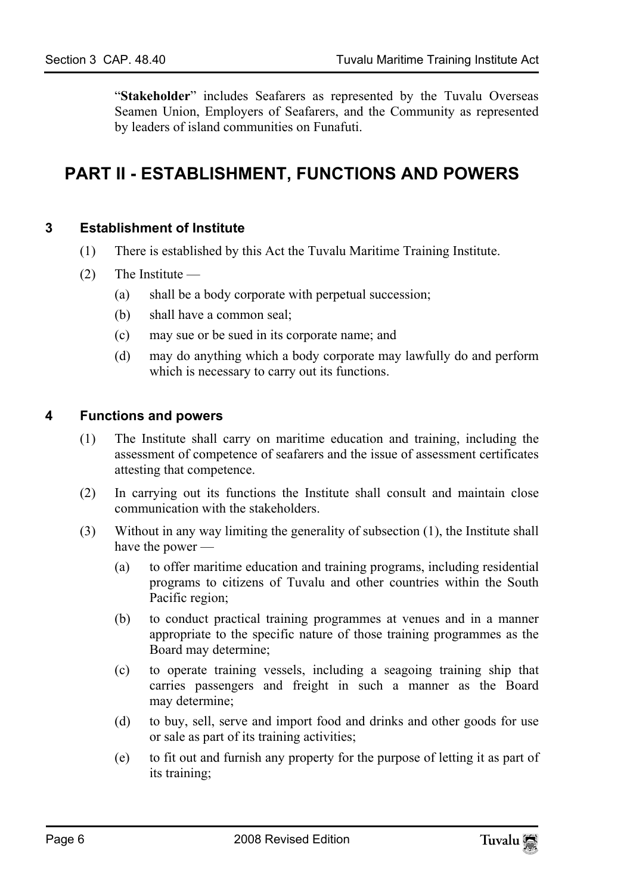"**Stakeholder**" includes Seafarers as represented by the Tuvalu Overseas Seamen Union, Employers of Seafarers, and the Community as represented by leaders of island communities on Funafuti.

# PART II - ESTABLISHMENT, FUNCTIONS AND POWERS

### 3 Establishment of Institute

(1) There is established by this Act the Tuvalu Maritime Training Institute.

(2) The Institute —

(a) shall be a body corporate with perpetual succession;

(b) shall have a common seal;

(c) may sue or be sued in its corporate name; and

(d) may do anything which a body corporate may lawfully do and perform which is necessary to carry out its functions.

### 4 Functions and powers

(1) The Institute shall carry on maritime education and training, including the assessment of competence of seafarers and the issue of assessment certificates attesting that competence.

(2) In carrying out its functions the Institute shall consult and maintain close communication with the stakeholders.

(3) Without in any way limiting the generality of subsection (1), the Institute shall have the power —

(a) to offer maritime education and training programs, including residential programs to citizens of Tuvalu and other countries within the South Pacific region;

(b) to conduct practical training programmes at venues and in a manner appropriate to the specific nature of those training programmes as the Board may determine;

(c) to operate training vessels, including a seagoing training ship that carries passengers and freight in such a manner as the Board may determine;

(d) to buy, sell, serve and import food and drinks and other goods for use or sale as part of its training activities;

(e) to fit out and furnish any property for the purpose of letting it as part of its training;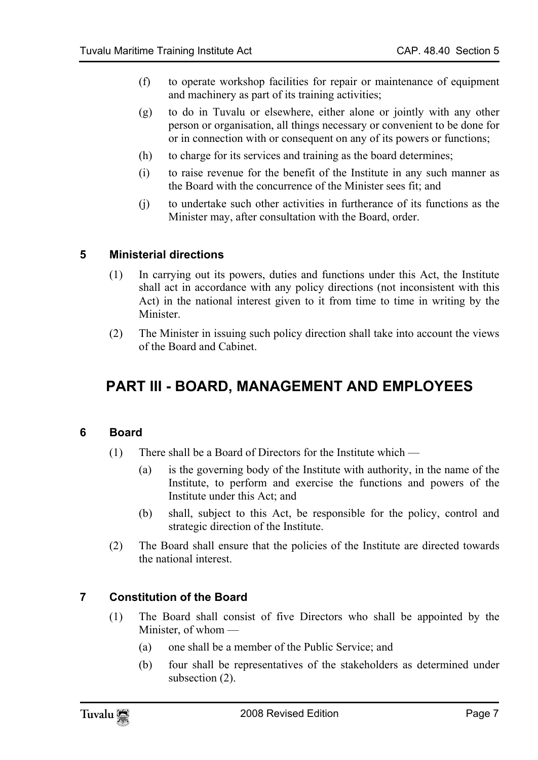(f) to operate workshop facilities for repair or maintenance of equipment and machinery as part of its training activities;

(g) to do in Tuvalu or elsewhere, either alone or jointly with any other person or organisation, all things necessary or convenient to be done for or in connection with or consequent on any of its powers or functions;

(h) to charge for its services and training as the board determines;

(i) to raise revenue for the benefit of the Institute in any such manner as the Board with the concurrence of the Minister sees fit; and

(j) to undertake such other activities in furtherance of its functions as the Minister may, after consultation with the Board, order.

### 5 Ministerial directions

(1) In carrying out its powers, duties and functions under this Act, the Institute shall act in accordance with any policy directions (not inconsistent with this Act) in the national interest given to it from time to time in writing by the Minister.

(2) The Minister in issuing such policy direction shall take into account the views of the Board and Cabinet.

## PART III - BOARD, MANAGEMENT AND EMPLOYEES

### 6 Board

(1) There shall be a Board of Directors for the Institute which —

(a) is the governing body of the Institute with authority, in the name of the Institute, to perform and exercise the functions and powers of the Institute under this Act; and

(b) shall, subject to this Act, be responsible for the policy, control and strategic direction of the Institute.

(2) The Board shall ensure that the policies of the Institute are directed towards the national interest.

### 7 Constitution of the Board

(1) The Board shall consist of five Directors who shall be appointed by the Minister, of whom —

(a) one shall be a member of the Public Service; and

(b) four shall be representatives of the stakeholders as determined under subsection (2).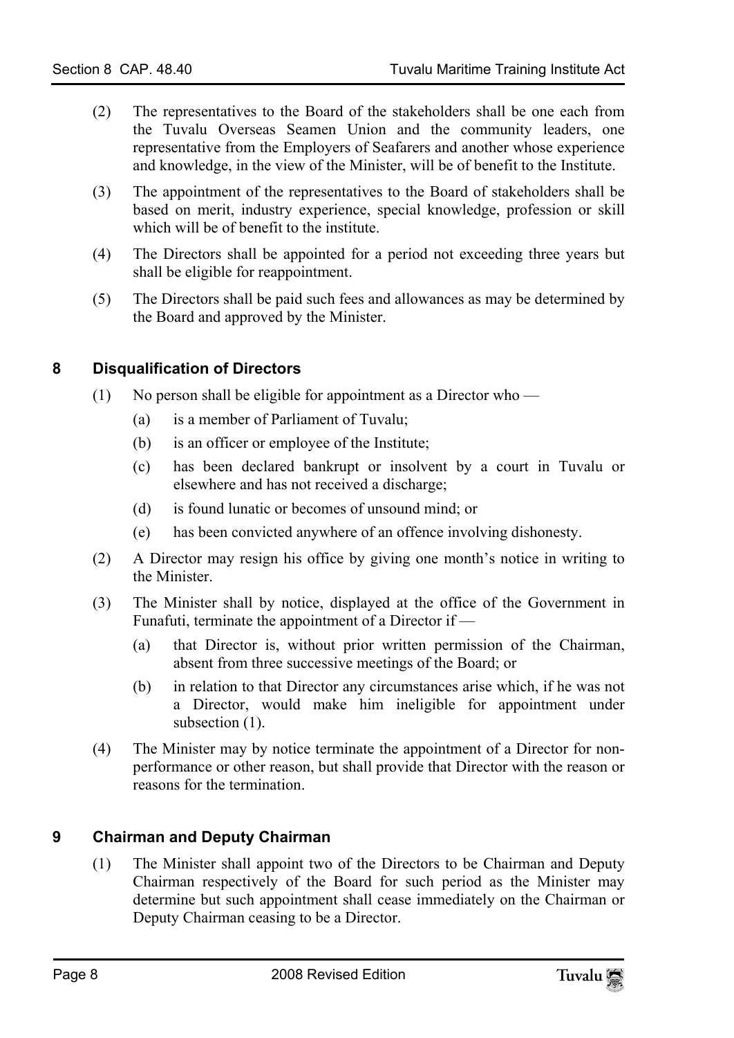(2) The representatives to the Board of the stakeholders shall be one each from the Tuvalu Overseas Seamen Union and the community leaders, one representative from the Employers of Seafarers and another whose experience and knowledge, in the view of the Minister, will be of benefit to the Institute.

(3) The appointment of the representatives to the Board of stakeholders shall be based on merit, industry experience, special knowledge, profession or skill which will be of benefit to the institute.

(4) The Directors shall be appointed for a period not exceeding three years but shall be eligible for reappointment.

(5) The Directors shall be paid such fees and allowances as may be determined by the Board and approved by the Minister.

## 8 Disqualification of Directors

(1) No person shall be eligible for appointment as a Director who —

- (a) is a member of Parliament of Tuvalu;
- (b) is an officer or employee of the Institute;
- (c) has been declared bankrupt or insolvent by a court in Tuvalu or elsewhere and has not received a discharge;
- (d) is found lunatic or becomes of unsound mind; or
- (e) has been convicted anywhere of an offence involving dishonesty.

(2) A Director may resign his office by giving one month's notice in writing to the Minister.

(3) The Minister shall by notice, displayed at the office of the Government in Funafuti, terminate the appointment of a Director if —

- (a) that Director is, without prior written permission of the Chairman, absent from three successive meetings of the Board; or
- (b) in relation to that Director any circumstances arise which, if he was not a Director, would make him ineligible for appointment under subsection (1).

(4) The Minister may by notice terminate the appointment of a Director for non-performance or other reason, but shall provide that Director with the reason or reasons for the termination.

## 9 Chairman and Deputy Chairman

(1) The Minister shall appoint two of the Directors to be Chairman and Deputy Chairman respectively of the Board for such period as the Minister may determine but such appointment shall cease immediately on the Chairman or Deputy Chairman ceasing to be a Director.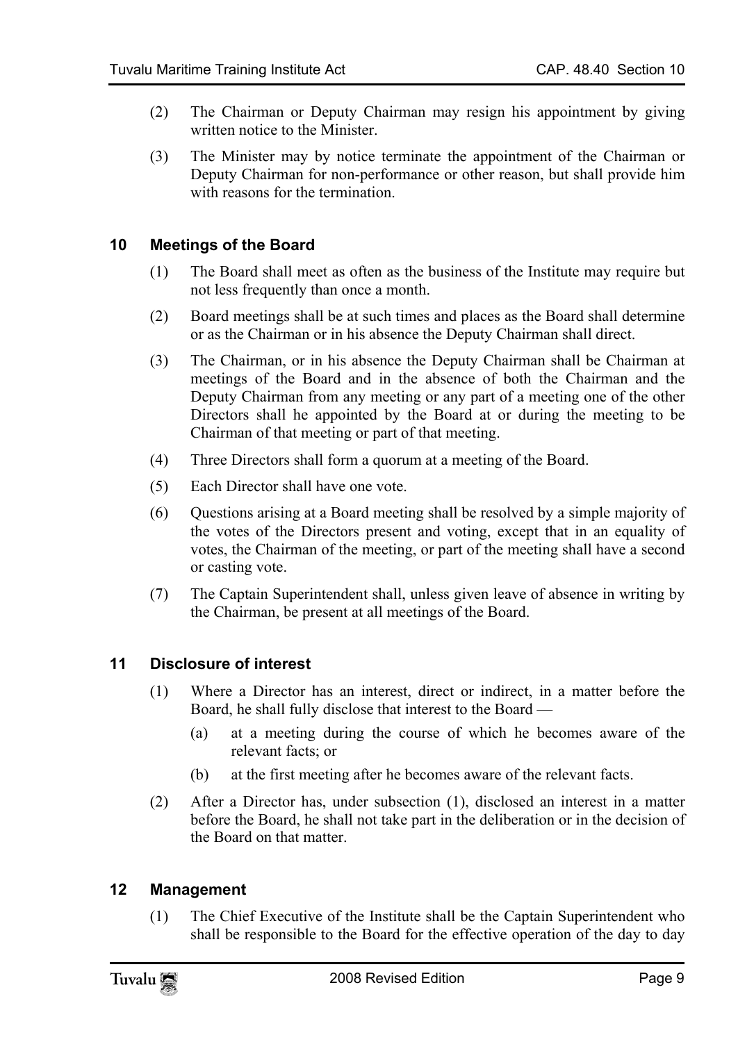(2) The Chairman or Deputy Chairman may resign his appointment by giving written notice to the Minister.

(3) The Minister may by notice terminate the appointment of the Chairman or Deputy Chairman for non-performance or other reason, but shall provide him with reasons for the termination.

## 10 Meetings of the Board

(1) The Board shall meet as often as the business of the Institute may require but not less frequently than once a month.

(2) Board meetings shall be at such times and places as the Board shall determine or as the Chairman or in his absence the Deputy Chairman shall direct.

(3) The Chairman, or in his absence the Deputy Chairman shall be Chairman at meetings of the Board and in the absence of both the Chairman and the Deputy Chairman from any meeting or any part of a meeting one of the other Directors shall he appointed by the Board at or during the meeting to be Chairman of that meeting or part of that meeting.

(4) Three Directors shall form a quorum at a meeting of the Board.

(5) Each Director shall have one vote.

(6) Questions arising at a Board meeting shall be resolved by a simple majority of the votes of the Directors present and voting, except that in an equality of votes, the Chairman of the meeting, or part of the meeting shall have a second or casting vote.

(7) The Captain Superintendent shall, unless given leave of absence in writing by the Chairman, be present at all meetings of the Board.

## 11 Disclosure of interest

(1) Where a Director has an interest, direct or indirect, in a matter before the Board, he shall fully disclose that interest to the Board —

(a) at a meeting during the course of which he becomes aware of the relevant facts; or

(b) at the first meeting after he becomes aware of the relevant facts.

(2) After a Director has, under subsection (1), disclosed an interest in a matter before the Board, he shall not take part in the deliberation or in the decision of the Board on that matter.

## 12 Management

(1) The Chief Executive of the Institute shall be the Captain Superintendent who shall be responsible to the Board for the effective operation of the day to day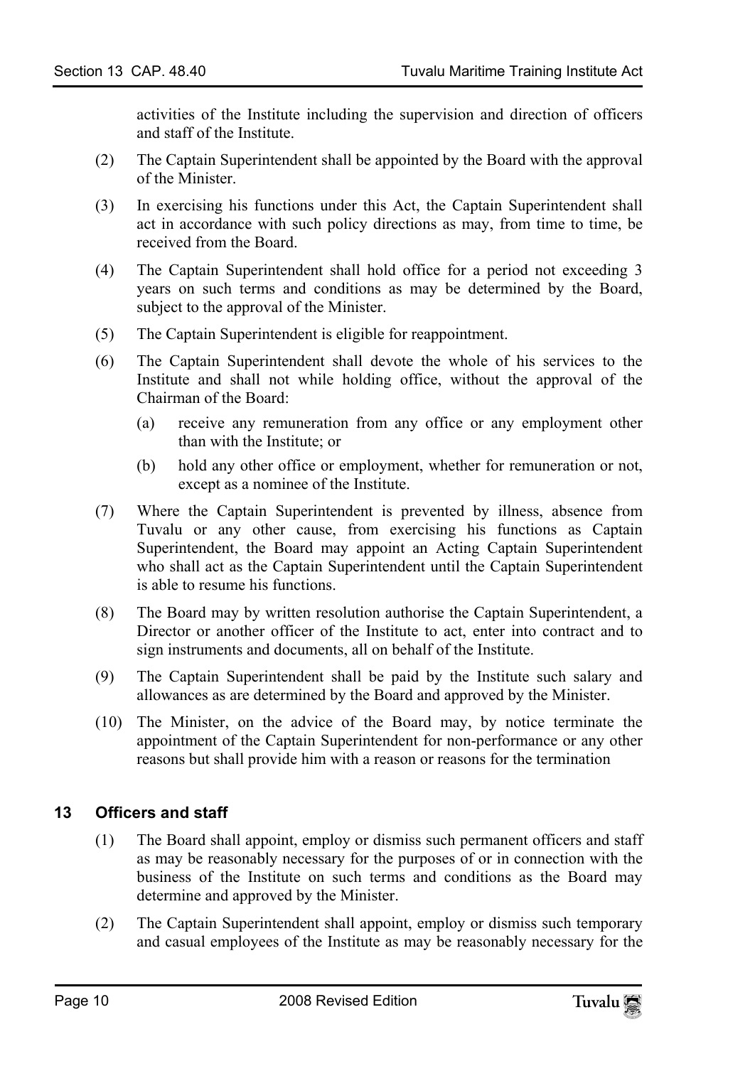activities of the Institute including the supervision and direction of officers and staff of the Institute.

(2) The Captain Superintendent shall be appointed by the Board with the approval of the Minister.

(3) In exercising his functions under this Act, the Captain Superintendent shall act in accordance with such policy directions as may, from time to time, be received from the Board.

(4) The Captain Superintendent shall hold office for a period not exceeding 3 years on such terms and conditions as may be determined by the Board, subject to the approval of the Minister.

(5) The Captain Superintendent is eligible for reappointment.

(6) The Captain Superintendent shall devote the whole of his services to the Institute and shall not while holding office, without the approval of the Chairman of the Board:

   (a) receive any remuneration from any office or any employment other than with the Institute; or

   (b) hold any other office or employment, whether for remuneration or not, except as a nominee of the Institute.

(7) Where the Captain Superintendent is prevented by illness, absence from Tuvalu or any other cause, from exercising his functions as Captain Superintendent, the Board may appoint an Acting Captain Superintendent who shall act as the Captain Superintendent until the Captain Superintendent is able to resume his functions.

(8) The Board may by written resolution authorise the Captain Superintendent, a Director or another officer of the Institute to act, enter into contract and to sign instruments and documents, all on behalf of the Institute.

(9) The Captain Superintendent shall be paid by the Institute such salary and allowances as are determined by the Board and approved by the Minister.

(10) The Minister, on the advice of the Board may, by notice terminate the appointment of the Captain Superintendent for non-performance or any other reasons but shall provide him with a reason or reasons for the termination

## 13 Officers and staff

(1) The Board shall appoint, employ or dismiss such permanent officers and staff as may be reasonably necessary for the purposes of or in connection with the business of the Institute on such terms and conditions as the Board may determine and approved by the Minister.

(2) The Captain Superintendent shall appoint, employ or dismiss such temporary and casual employees of the Institute as may be reasonably necessary for the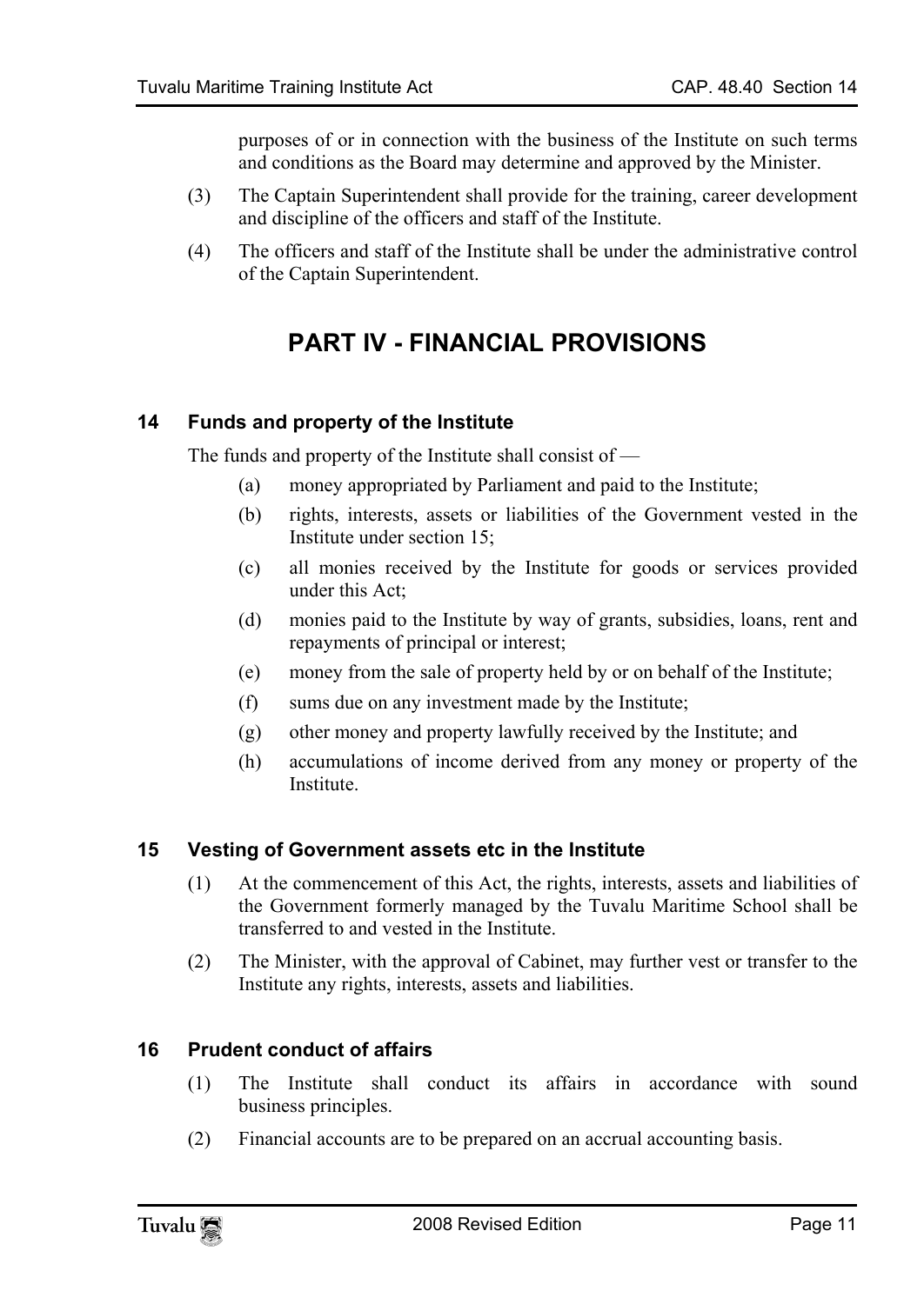purposes of or in connection with the business of the Institute on such terms and conditions as the Board may determine and approved by the Minister.

(3) The Captain Superintendent shall provide for the training, career development and discipline of the officers and staff of the Institute.

(4) The officers and staff of the Institute shall be under the administrative control of the Captain Superintendent.

# PART IV - FINANCIAL PROVISIONS

### 14 Funds and property of the Institute

The funds and property of the Institute shall consist of —

(a) money appropriated by Parliament and paid to the Institute;

(b) rights, interests, assets or liabilities of the Government vested in the Institute under section 15;

(c) all monies received by the Institute for goods or services provided under this Act;

(d) monies paid to the Institute by way of grants, subsidies, loans, rent and repayments of principal or interest;

(e) money from the sale of property held by or on behalf of the Institute;

(f) sums due on any investment made by the Institute;

(g) other money and property lawfully received by the Institute; and

(h) accumulations of income derived from any money or property of the Institute.

### 15 Vesting of Government assets etc in the Institute

(1) At the commencement of this Act, the rights, interests, assets and liabilities of the Government formerly managed by the Tuvalu Maritime School shall be transferred to and vested in the Institute.

(2) The Minister, with the approval of Cabinet, may further vest or transfer to the Institute any rights, interests, assets and liabilities.

### 16 Prudent conduct of affairs

(1) The Institute shall conduct its affairs in accordance with sound business principles.

(2) Financial accounts are to be prepared on an accrual accounting basis.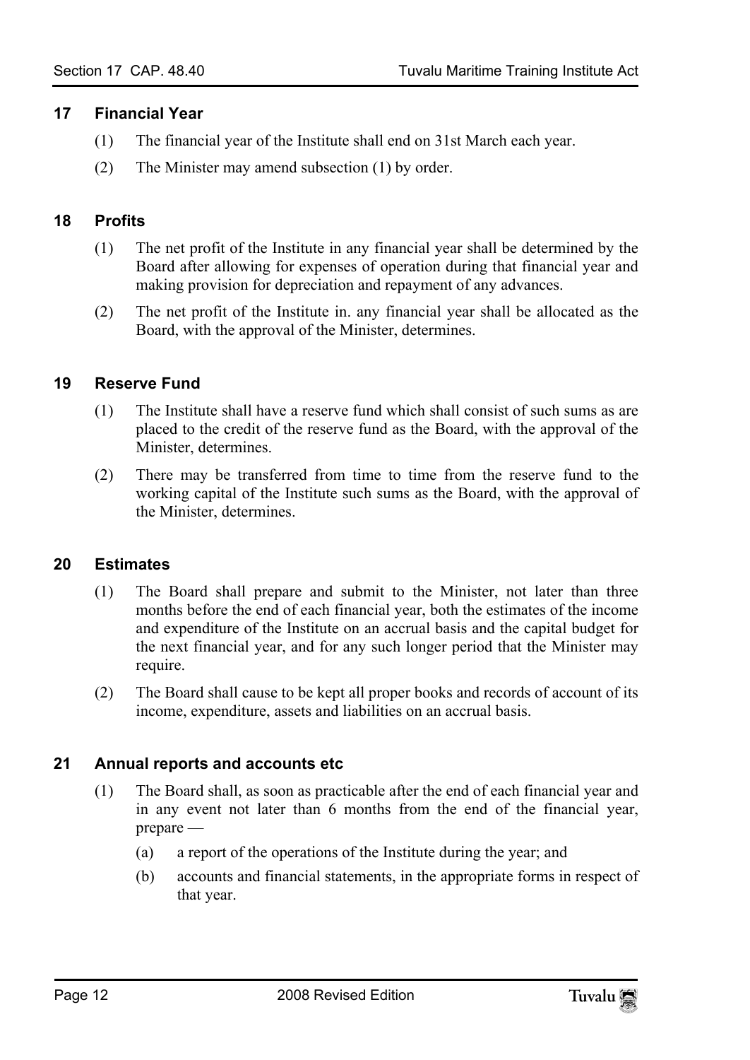## 17 Financial Year

(1) The financial year of the Institute shall end on 31st March each year.

(2) The Minister may amend subsection (1) by order.

## 18 Profits

(1) The net profit of the Institute in any financial year shall be determined by the Board after allowing for expenses of operation during that financial year and making provision for depreciation and repayment of any advances.

(2) The net profit of the Institute in. any financial year shall be allocated as the Board, with the approval of the Minister, determines.

## 19 Reserve Fund

(1) The Institute shall have a reserve fund which shall consist of such sums as are placed to the credit of the reserve fund as the Board, with the approval of the Minister, determines.

(2) There may be transferred from time to time from the reserve fund to the working capital of the Institute such sums as the Board, with the approval of the Minister, determines.

## 20 Estimates

(1) The Board shall prepare and submit to the Minister, not later than three months before the end of each financial year, both the estimates of the income and expenditure of the Institute on an accrual basis and the capital budget for the next financial year, and for any such longer period that the Minister may require.

(2) The Board shall cause to be kept all proper books and records of account of its income, expenditure, assets and liabilities on an accrual basis.

## 21 Annual reports and accounts etc

(1) The Board shall, as soon as practicable after the end of each financial year and in any event not later than 6 months from the end of the financial year, prepare —

(a) a report of the operations of the Institute during the year; and

(b) accounts and financial statements, in the appropriate forms in respect of that year.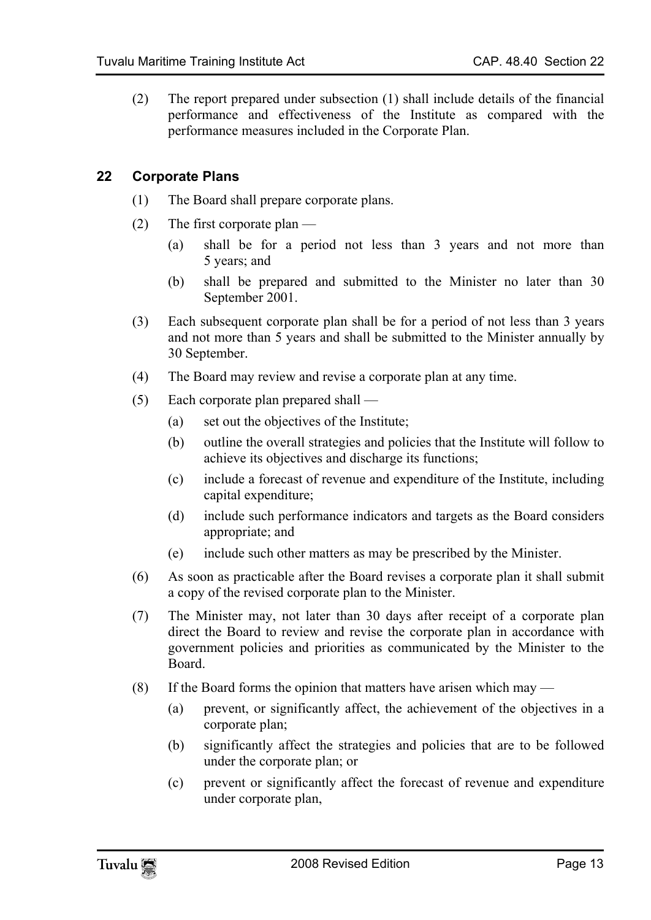(2) The report prepared under subsection (1) shall include details of the financial performance and effectiveness of the Institute as compared with the performance measures included in the Corporate Plan.

## 22 Corporate Plans

(1) The Board shall prepare corporate plans.

(2) The first corporate plan —

(a) shall be for a period not less than 3 years and not more than 5 years; and

(b) shall be prepared and submitted to the Minister no later than 30 September 2001.

(3) Each subsequent corporate plan shall be for a period of not less than 3 years and not more than 5 years and shall be submitted to the Minister annually by 30 September.

(4) The Board may review and revise a corporate plan at any time.

(5) Each corporate plan prepared shall —

(a) set out the objectives of the Institute;

(b) outline the overall strategies and policies that the Institute will follow to achieve its objectives and discharge its functions;

(c) include a forecast of revenue and expenditure of the Institute, including capital expenditure;

(d) include such performance indicators and targets as the Board considers appropriate; and

(e) include such other matters as may be prescribed by the Minister.

(6) As soon as practicable after the Board revises a corporate plan it shall submit a copy of the revised corporate plan to the Minister.

(7) The Minister may, not later than 30 days after receipt of a corporate plan direct the Board to review and revise the corporate plan in accordance with government policies and priorities as communicated by the Minister to the Board.

(8) If the Board forms the opinion that matters have arisen which may —

(a) prevent, or significantly affect, the achievement of the objectives in a corporate plan;

(b) significantly affect the strategies and policies that are to be followed under the corporate plan; or

(c) prevent or significantly affect the forecast of revenue and expenditure under corporate plan,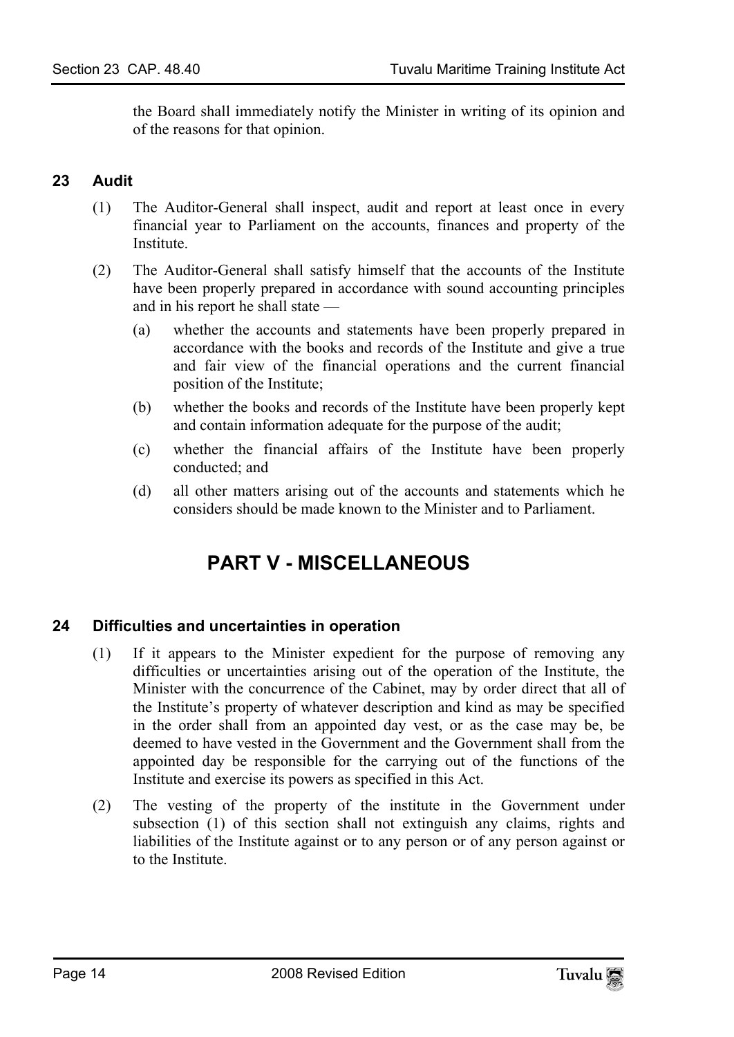the Board shall immediately notify the Minister in writing of its opinion and of the reasons for that opinion.

### 23 Audit

(1) The Auditor-General shall inspect, audit and report at least once in every financial year to Parliament on the accounts, finances and property of the Institute.

(2) The Auditor-General shall satisfy himself that the accounts of the Institute have been properly prepared in accordance with sound accounting principles and in his report he shall state —

(a) whether the accounts and statements have been properly prepared in accordance with the books and records of the Institute and give a true and fair view of the financial operations and the current financial position of the Institute;

(b) whether the books and records of the Institute have been properly kept and contain information adequate for the purpose of the audit;

(c) whether the financial affairs of the Institute have been properly conducted; and

(d) all other matters arising out of the accounts and statements which he considers should be made known to the Minister and to Parliament.

## PART V - MISCELLANEOUS

### 24 Difficulties and uncertainties in operation

(1) If it appears to the Minister expedient for the purpose of removing any difficulties or uncertainties arising out of the operation of the Institute, the Minister with the concurrence of the Cabinet, may by order direct that all of the Institute's property of whatever description and kind as may be specified in the order shall from an appointed day vest, or as the case may be, be deemed to have vested in the Government and the Government shall from the appointed day be responsible for the carrying out of the functions of the Institute and exercise its powers as specified in this Act.

(2) The vesting of the property of the institute in the Government under subsection (1) of this section shall not extinguish any claims, rights and liabilities of the Institute against or to any person or of any person against or to the Institute.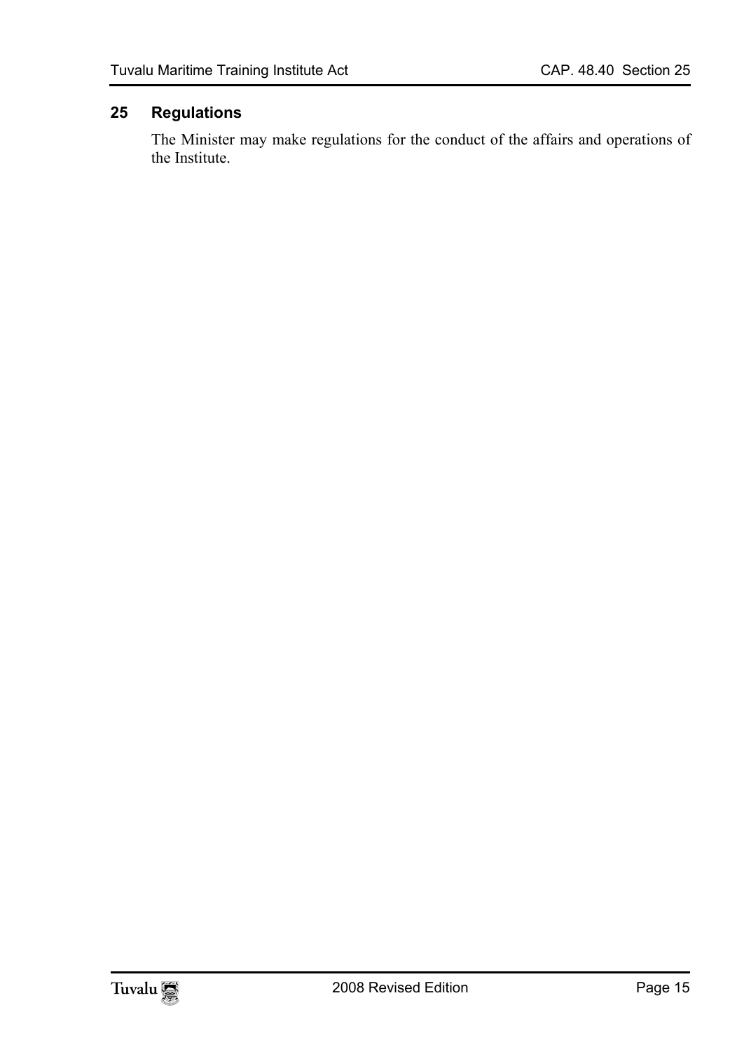## 25 Regulations

The Minister may make regulations for the conduct of the affairs and operations of the Institute.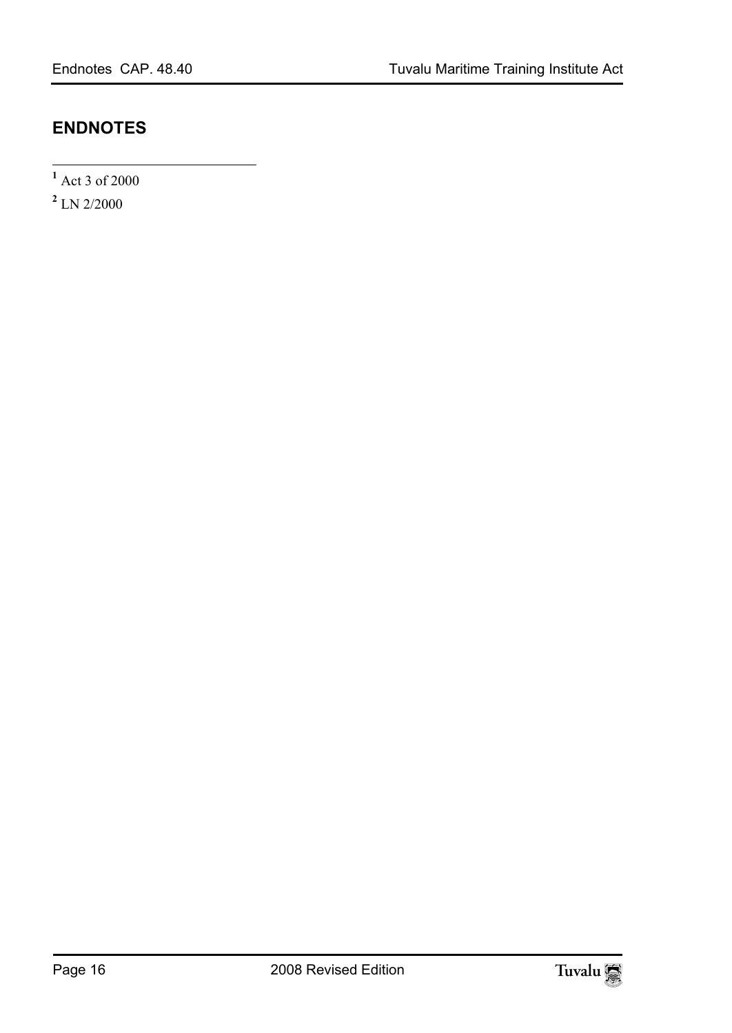## ENDNOTES

[1] Act 3 of 2000

[2] LN 2/2000